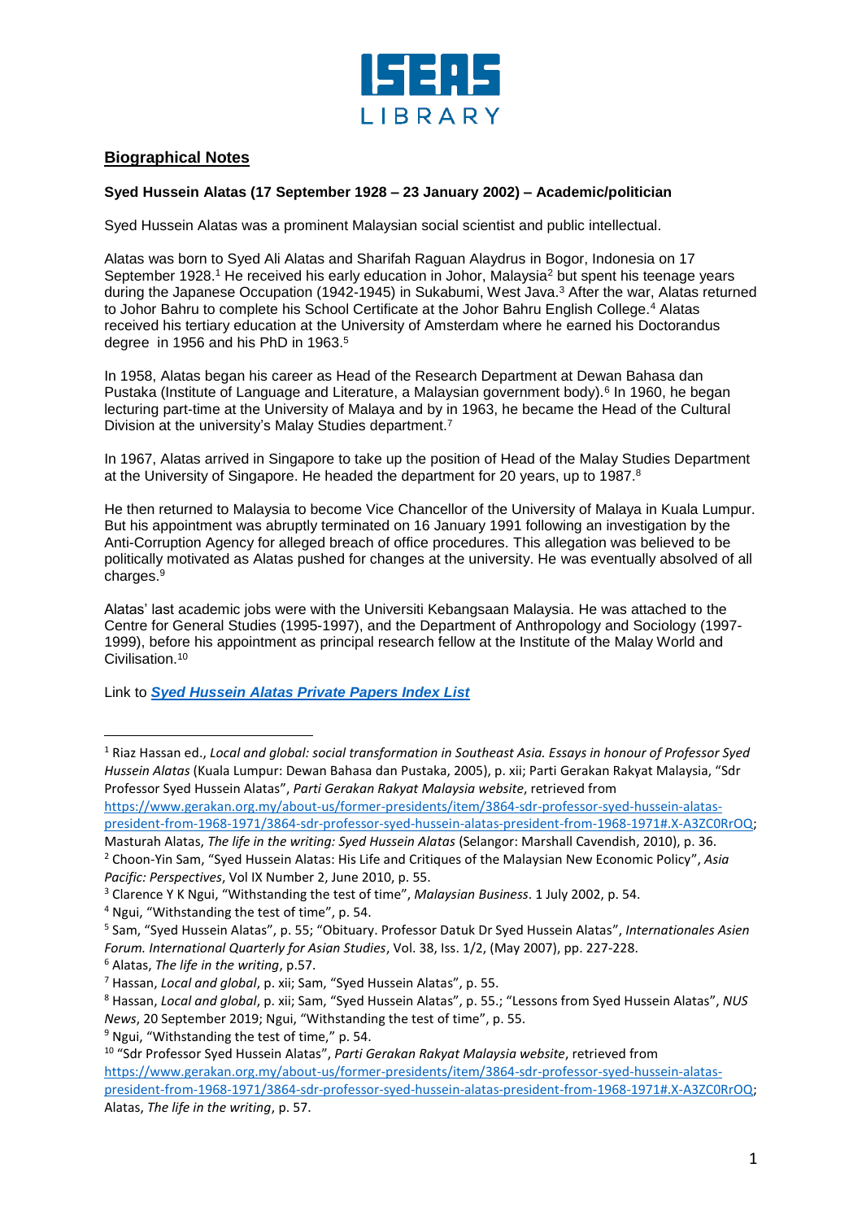## Biographical Notes

**Syed Hussein Alatas (17 September 1928 – 23 January 2002) – Academic/politician**

Syed Hussein Alatas was a prominent Malaysian social scientist and public intellectual.

Alatas was born to Syed Ali Alatas and Sharifah Raguan Alaydrus in Bogor, Indonesia on 17 September 1928.[1] He received his early education in Johor, Malaysia[2] but spent his teenage years during the Japanese Occupation (1942-1945) in Sukabumi, West Java.[3] After the war, Alatas returned to Johor Bahru to complete his School Certificate at the Johor Bahru English College.[4] Alatas received his tertiary education at the University of Amsterdam where he earned his Doctorandus degree in 1956 and his PhD in 1963.[5]

In 1958, Alatas began his career as Head of the Research Department at Dewan Bahasa dan Pustaka (Institute of Language and Literature, a Malaysian government body).[6] In 1960, he began lecturing part-time at the University of Malaya and by in 1963, he became the Head of the Cultural Division at the university's Malay Studies department.[7]

In 1967, Alatas arrived in Singapore to take up the position of Head of the Malay Studies Department at the University of Singapore. He headed the department for 20 years, up to 1987.[8]

He then returned to Malaysia to become Vice Chancellor of the University of Malaya in Kuala Lumpur. But his appointment was abruptly terminated on 16 January 1991 following an investigation by the Anti-Corruption Agency for alleged breach of office procedures. This allegation was believed to be politically motivated as Alatas pushed for changes at the university. He was eventually absolved of all charges.[9]

Alatas' last academic jobs were with the Universiti Kebangsaan Malaysia. He was attached to the Centre for General Studies (1995-1997), and the Department of Anthropology and Sociology (1997-1999), before his appointment as principal research fellow at the Institute of the Malay World and Civilisation.[10]

Link to ***Syed Hussein Alatas Private Papers Index List***

---

[1] Riaz Hassan ed., *Local and global: social transformation in Southeast Asia. Essays in honour of Professor Syed Hussein Alatas* (Kuala Lumpur: Dewan Bahasa dan Pustaka, 2005), p. xii; Parti Gerakan Rakyat Malaysia, "Sdr Professor Syed Hussein Alatas", *Parti Gerakan Rakyat Malaysia website*, retrieved from https://www.gerakan.org.my/about-us/former-presidents/item/3864-sdr-professor-syed-hussein-alatas-president-from-1968-1971/3864-sdr-professor-syed-hussein-alatas-president-from-1968-1971#.X-A3ZC0RrOQ; Masturah Alatas, *The life in the writing: Syed Hussein Alatas* (Selangor: Marshall Cavendish, 2010), p. 36.

[2] Choon-Yin Sam, "Syed Hussein Alatas: His Life and Critiques of the Malaysian New Economic Policy", *Asia Pacific: Perspectives*, Vol IX Number 2, June 2010, p. 55.

[3] Clarence Y K Ngui, "Withstanding the test of time", *Malaysian Business*. 1 July 2002, p. 54.

[4] Ngui, "Withstanding the test of time", p. 54.

[5] Sam, "Syed Hussein Alatas", p. 55; "Obituary. Professor Datuk Dr Syed Hussein Alatas", *Internationales Asien Forum. International Quarterly for Asian Studies*, Vol. 38, Iss. 1/2, (May 2007), pp. 227-228.

[6] Alatas, *The life in the writing*, p.57.

[7] Hassan, *Local and global*, p. xii; Sam, "Syed Hussein Alatas", p. 55.

[8] Hassan, *Local and global*, p. xii; Sam, "Syed Hussein Alatas", p. 55.; "Lessons from Syed Hussein Alatas", *NUS News*, 20 September 2019; Ngui, "Withstanding the test of time", p. 55.

[9] Ngui, "Withstanding the test of time," p. 54.

[10] "Sdr Professor Syed Hussein Alatas", *Parti Gerakan Rakyat Malaysia website*, retrieved from https://www.gerakan.org.my/about-us/former-presidents/item/3864-sdr-professor-syed-hussein-alatas-president-from-1968-1971/3864-sdr-professor-syed-hussein-alatas-president-from-1968-1971#.X-A3ZC0RrOQ; Alatas, *The life in the writing*, p. 57.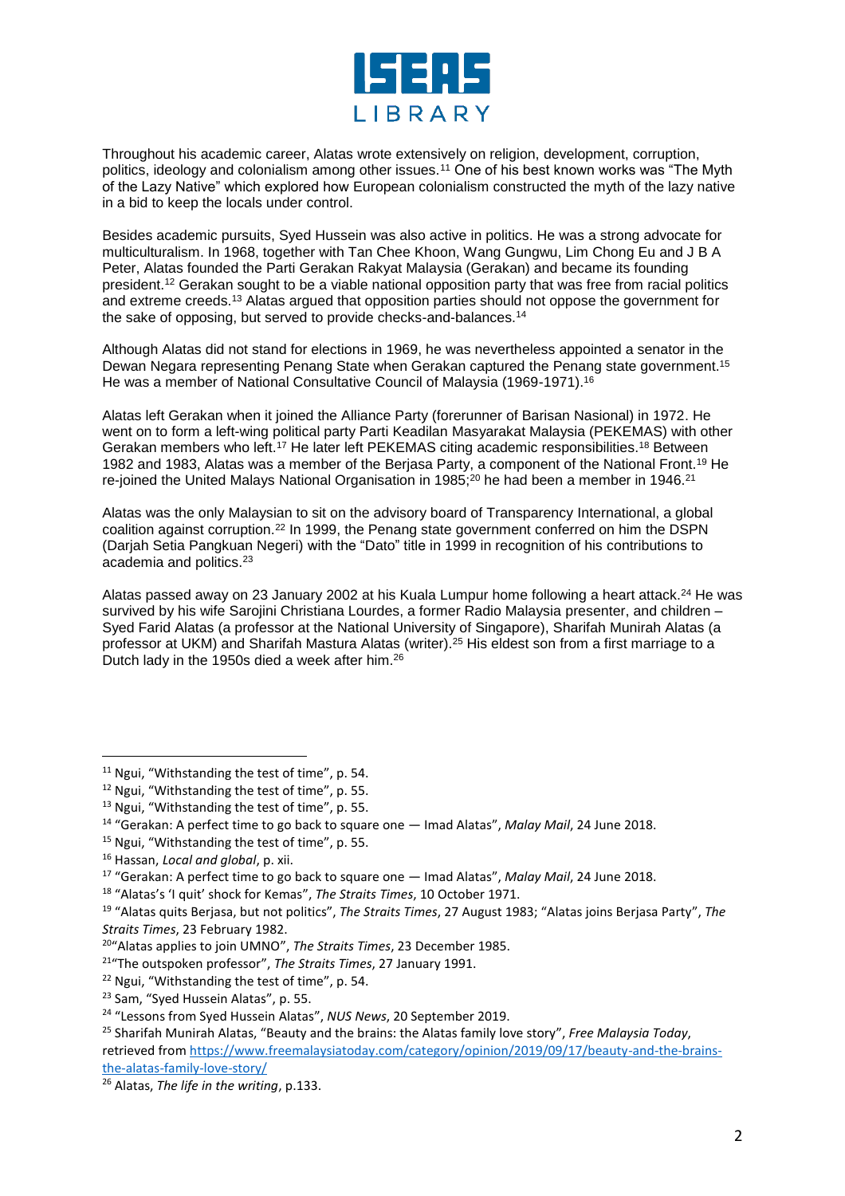Throughout his academic career, Alatas wrote extensively on religion, development, corruption, politics, ideology and colonialism among other issues.[11] One of his best known works was "The Myth of the Lazy Native" which explored how European colonialism constructed the myth of the lazy native in a bid to keep the locals under control.

Besides academic pursuits, Syed Hussein was also active in politics. He was a strong advocate for multiculturalism. In 1968, together with Tan Chee Khoon, Wang Gungwu, Lim Chong Eu and J B A Peter, Alatas founded the Parti Gerakan Rakyat Malaysia (Gerakan) and became its founding president.[12] Gerakan sought to be a viable national opposition party that was free from racial politics and extreme creeds.[13] Alatas argued that opposition parties should not oppose the government for the sake of opposing, but served to provide checks-and-balances.[14]

Although Alatas did not stand for elections in 1969, he was nevertheless appointed a senator in the Dewan Negara representing Penang State when Gerakan captured the Penang state government.[15] He was a member of National Consultative Council of Malaysia (1969-1971).[16]

Alatas left Gerakan when it joined the Alliance Party (forerunner of Barisan Nasional) in 1972. He went on to form a left-wing political party Parti Keadilan Masyarakat Malaysia (PEKEMAS) with other Gerakan members who left.[17] He later left PEKEMAS citing academic responsibilities.[18] Between 1982 and 1983, Alatas was a member of the Berjasa Party, a component of the National Front.[19] He re-joined the United Malays National Organisation in 1985;[20] he had been a member in 1946.[21]

Alatas was the only Malaysian to sit on the advisory board of Transparency International, a global coalition against corruption.[22] In 1999, the Penang state government conferred on him the DSPN (Darjah Setia Pangkuan Negeri) with the "Dato" title in 1999 in recognition of his contributions to academia and politics.[23]

Alatas passed away on 23 January 2002 at his Kuala Lumpur home following a heart attack.[24] He was survived by his wife Sarojini Christiana Lourdes, a former Radio Malaysia presenter, and children – Syed Farid Alatas (a professor at the National University of Singapore), Sharifah Munirah Alatas (a professor at UKM) and Sharifah Mastura Alatas (writer).[25] His eldest son from a first marriage to a Dutch lady in the 1950s died a week after him.[26]

---

[11] Ngui, "Withstanding the test of time", p. 54.

[12] Ngui, "Withstanding the test of time", p. 55.

[13] Ngui, "Withstanding the test of time", p. 55.

[14] "Gerakan: A perfect time to go back to square one — Imad Alatas", *Malay Mail*, 24 June 2018.

[15] Ngui, "Withstanding the test of time", p. 55.

[16] Hassan, *Local and global*, p. xii.

[17] "Gerakan: A perfect time to go back to square one — Imad Alatas", *Malay Mail*, 24 June 2018.

[18] "Alatas's 'I quit' shock for Kemas", *The Straits Times*, 10 October 1971.

[19] "Alatas quits Berjasa, but not politics", *The Straits Times*, 27 August 1983; "Alatas joins Berjasa Party", *The Straits Times*, 23 February 1982.

[20] "Alatas applies to join UMNO", *The Straits Times*, 23 December 1985.

[21] "The outspoken professor", *The Straits Times*, 27 January 1991.

[22] Ngui, "Withstanding the test of time", p. 54.

[23] Sam, "Syed Hussein Alatas", p. 55.

[24] "Lessons from Syed Hussein Alatas", *NUS News*, 20 September 2019.

[25] Sharifah Munirah Alatas, "Beauty and the brains: the Alatas family love story", *Free Malaysia Today*, retrieved from https://www.freemalaysiatoday.com/category/opinion/2019/09/17/beauty-and-the-brains-the-alatas-family-love-story/

[26] Alatas, *The life in the writing*, p.133.